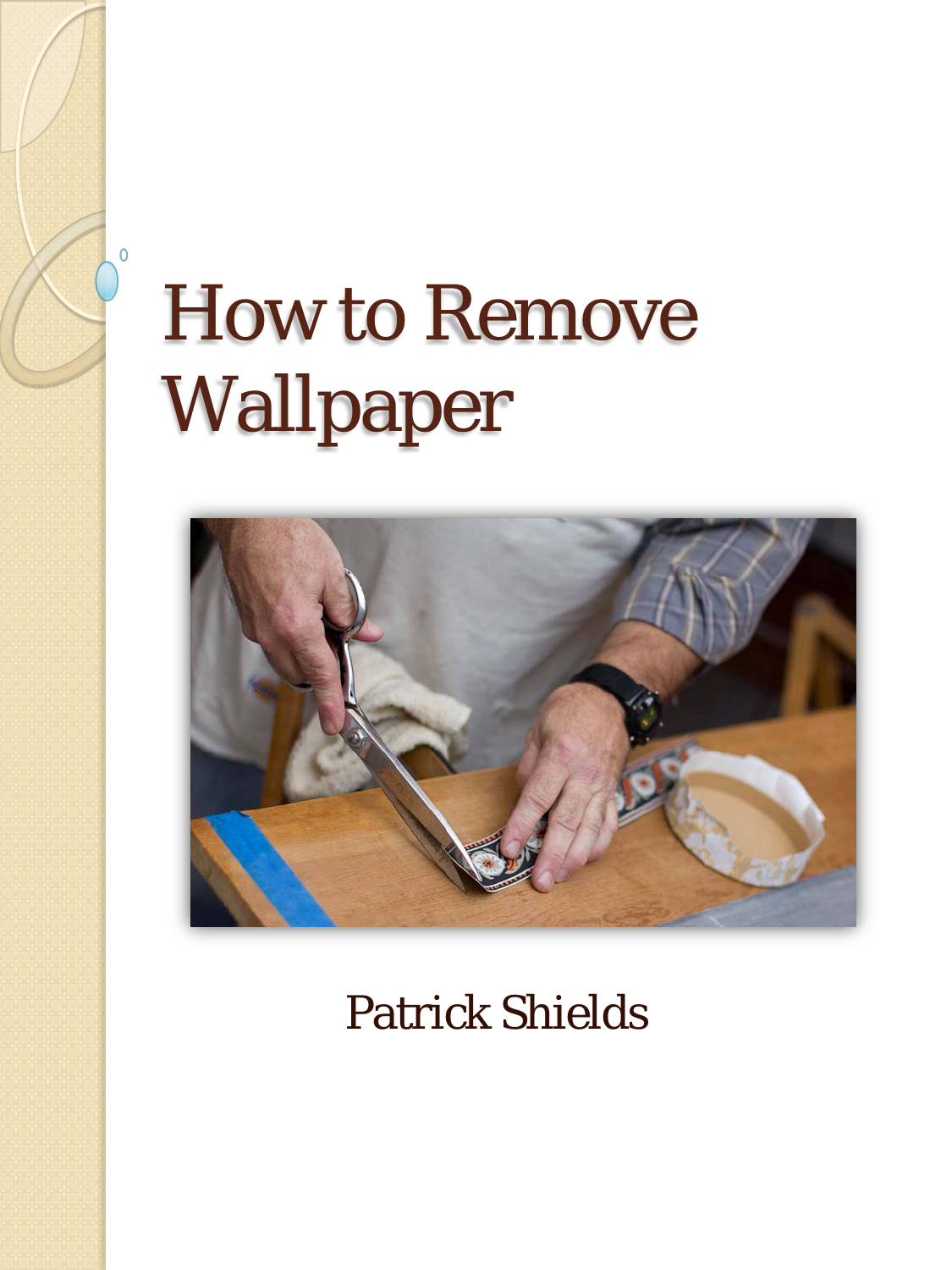# How to Remove Wallpaper

Patrick Shields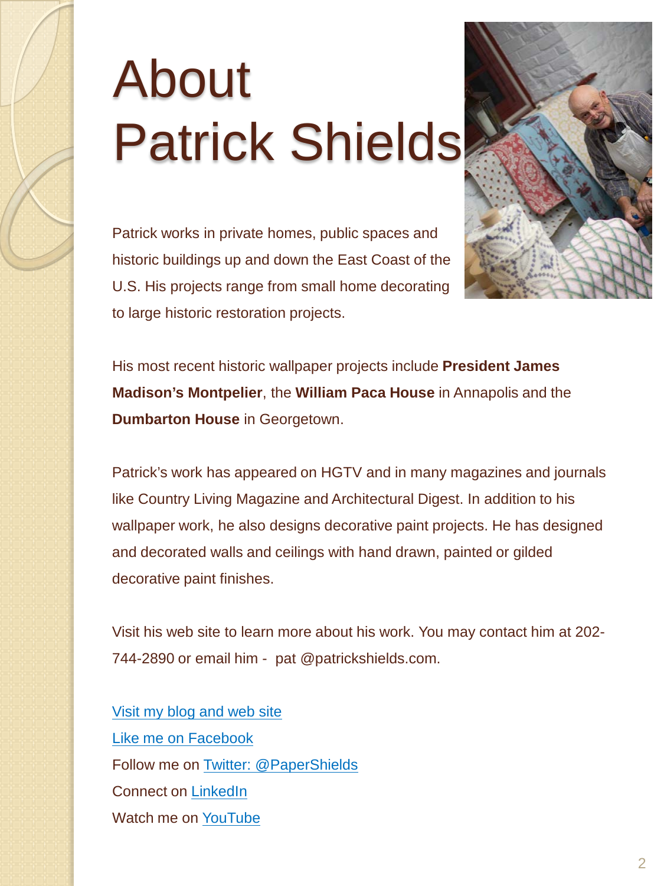# About Patrick Shields

Patrick works in private homes, public spaces and historic buildings up and down the East Coast of the U.S. His projects range from small home decorating to large historic restoration projects.

His most recent historic wallpaper projects include **President James Madison's Montpelier**, the **William Paca House** in Annapolis and the **Dumbarton House** in Georgetown.

Patrick's work has appeared on HGTV and in many magazines and journals like Country Living Magazine and Architectural Digest. In addition to his wallpaper work, he also designs decorative paint projects. He has designed and decorated walls and ceilings with hand drawn, painted or gilded decorative paint finishes.

Visit his web site to learn more about his work. You may contact him at 202-744-2890 or email him - pat @patrickshields.com.

Visit my blog and web site

Like me on Facebook

Follow me on Twitter: @PaperShields

Connect on LinkedIn

Watch me on YouTube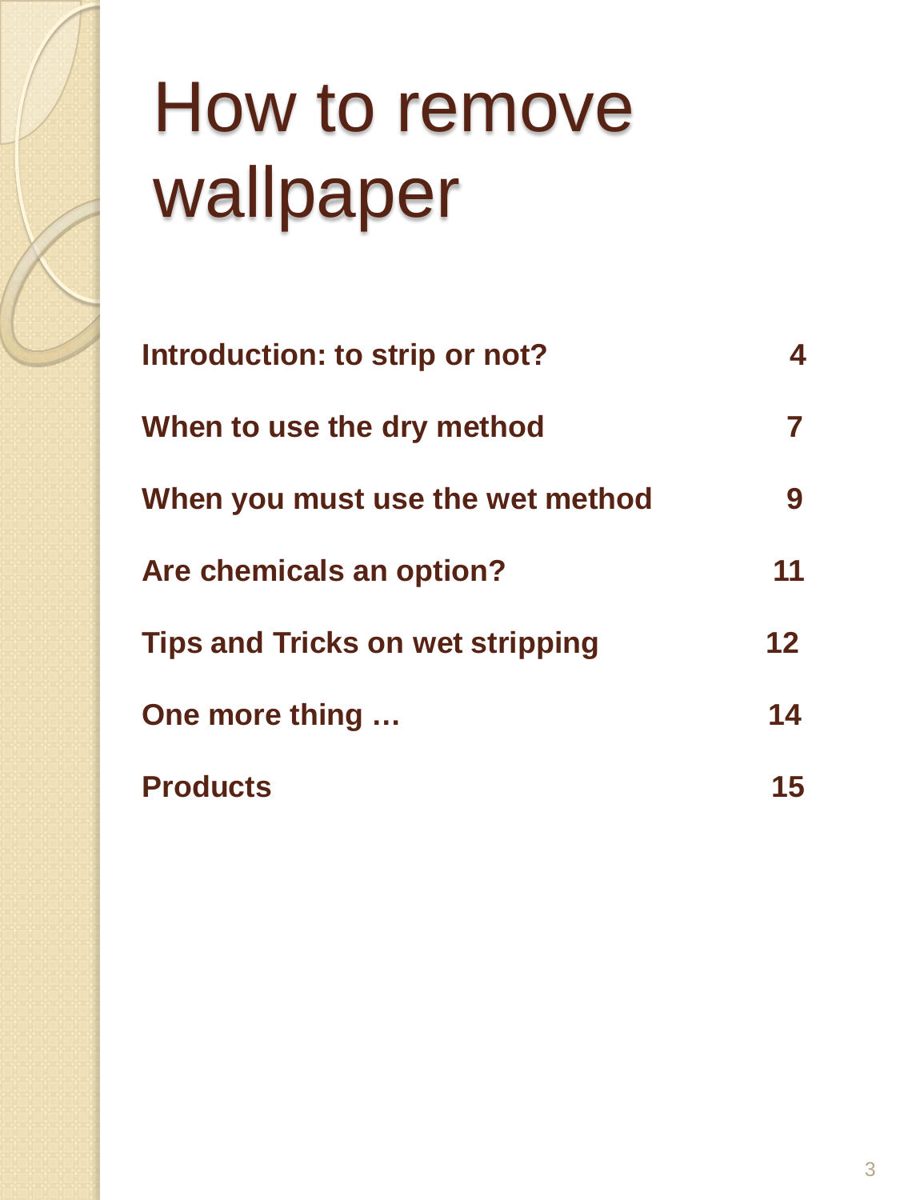# How to remove wallpaper

| | |
|---|---|
| **Introduction: to strip or not?** | **4** |
| **When to use the dry method** | **7** |
| **When you must use the wet method** | **9** |
| **Are chemicals an option?** | **11** |
| **Tips and Tricks on wet stripping** | **12** |
| **One more thing …** | **14** |
| **Products** | **15** |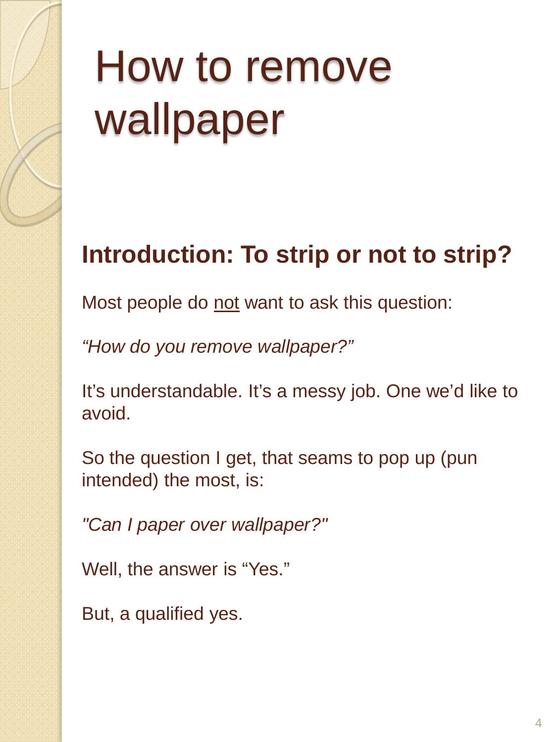# How to remove wallpaper

## Introduction: To strip or not to strip?

Most people do <u>not</u> want to ask this question:

*"How do you remove wallpaper?"*

It's understandable. It's a messy job. One we'd like to avoid.

So the question I get, that seams to pop up (pun intended) the most, is:

*"Can I paper over wallpaper?"*

Well, the answer is "Yes."

But, a qualified yes.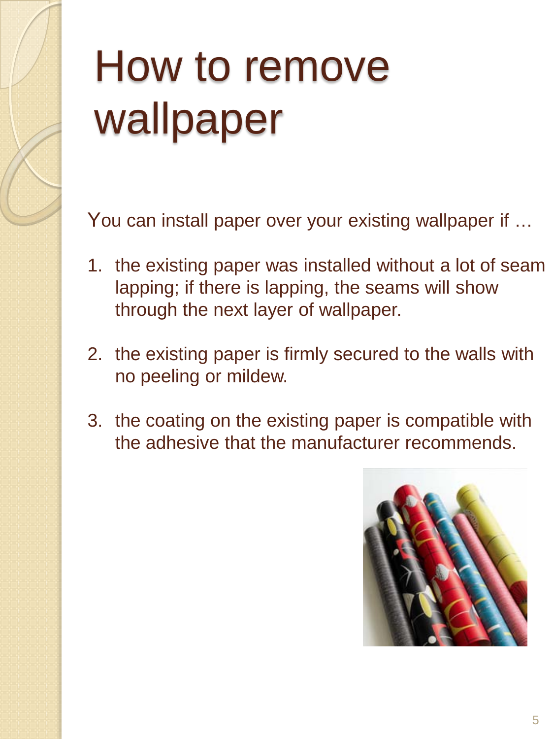# How to remove wallpaper

You can install paper over your existing wallpaper if …

1. the existing paper was installed without a lot of seam lapping; if there is lapping, the seams will show through the next layer of wallpaper.

2. the existing paper is firmly secured to the walls with no peeling or mildew.

3. the coating on the existing paper is compatible with the adhesive that the manufacturer recommends.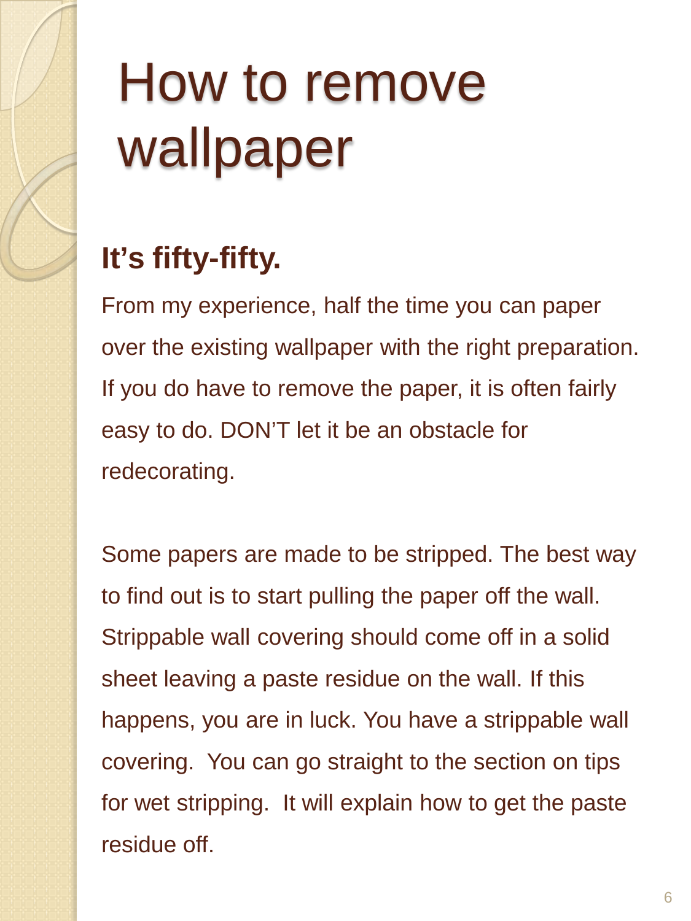# How to remove wallpaper

## It's fifty-fifty.

From my experience, half the time you can paper over the existing wallpaper with the right preparation. If you do have to remove the paper, it is often fairly easy to do. DON'T let it be an obstacle for redecorating.

Some papers are made to be stripped. The best way to find out is to start pulling the paper off the wall. Strippable wall covering should come off in a solid sheet leaving a paste residue on the wall. If this happens, you are in luck. You have a strippable wall covering. You can go straight to the section on tips for wet stripping. It will explain how to get the paste residue off.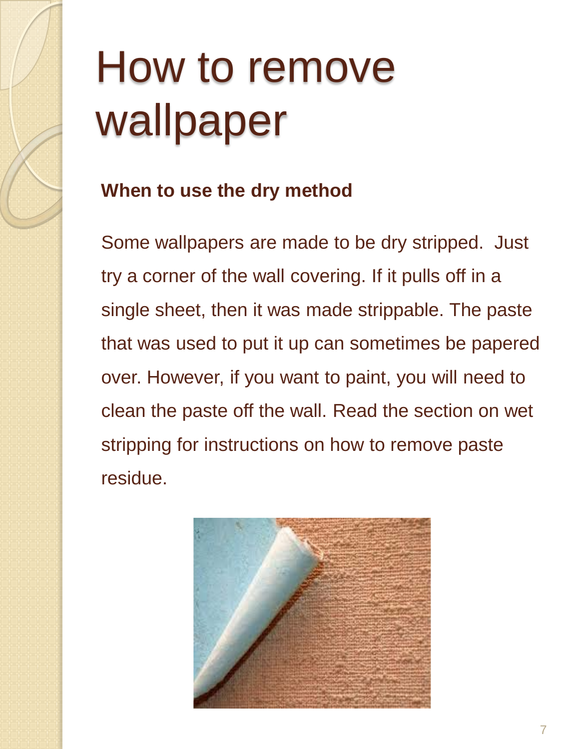# How to remove wallpaper

**When to use the dry method**

Some wallpapers are made to be dry stripped. Just try a corner of the wall covering. If it pulls off in a single sheet, then it was made strippable. The paste that was used to put it up can sometimes be papered over. However, if you want to paint, you will need to clean the paste off the wall. Read the section on wet stripping for instructions on how to remove paste residue.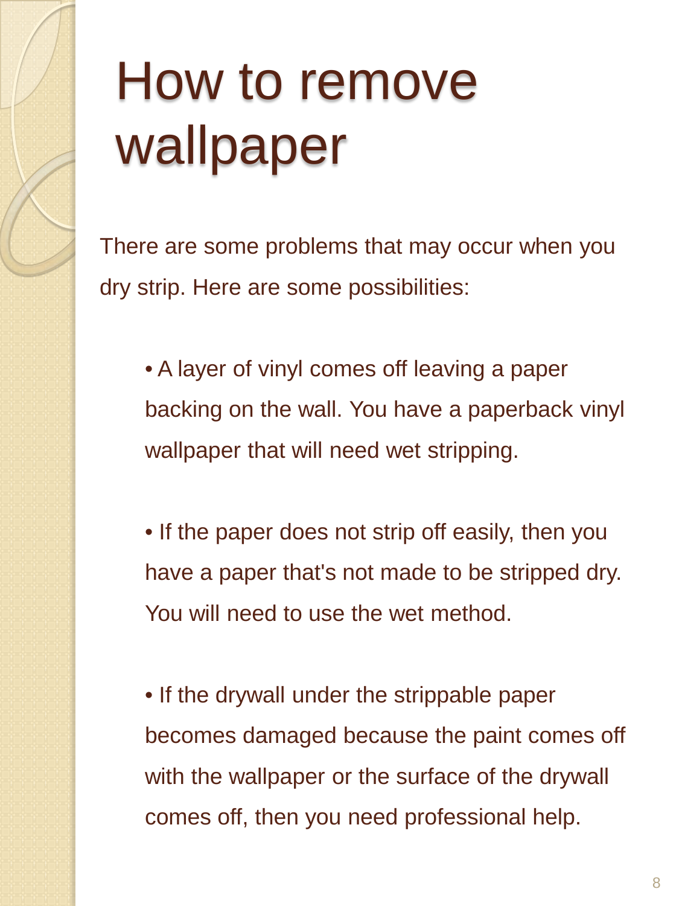# How to remove wallpaper

There are some problems that may occur when you dry strip. Here are some possibilities:

- A layer of vinyl comes off leaving a paper backing on the wall. You have a paperback vinyl wallpaper that will need wet stripping.

- If the paper does not strip off easily, then you have a paper that's not made to be stripped dry. You will need to use the wet method.

- If the drywall under the strippable paper becomes damaged because the paint comes off with the wallpaper or the surface of the drywall comes off, then you need professional help.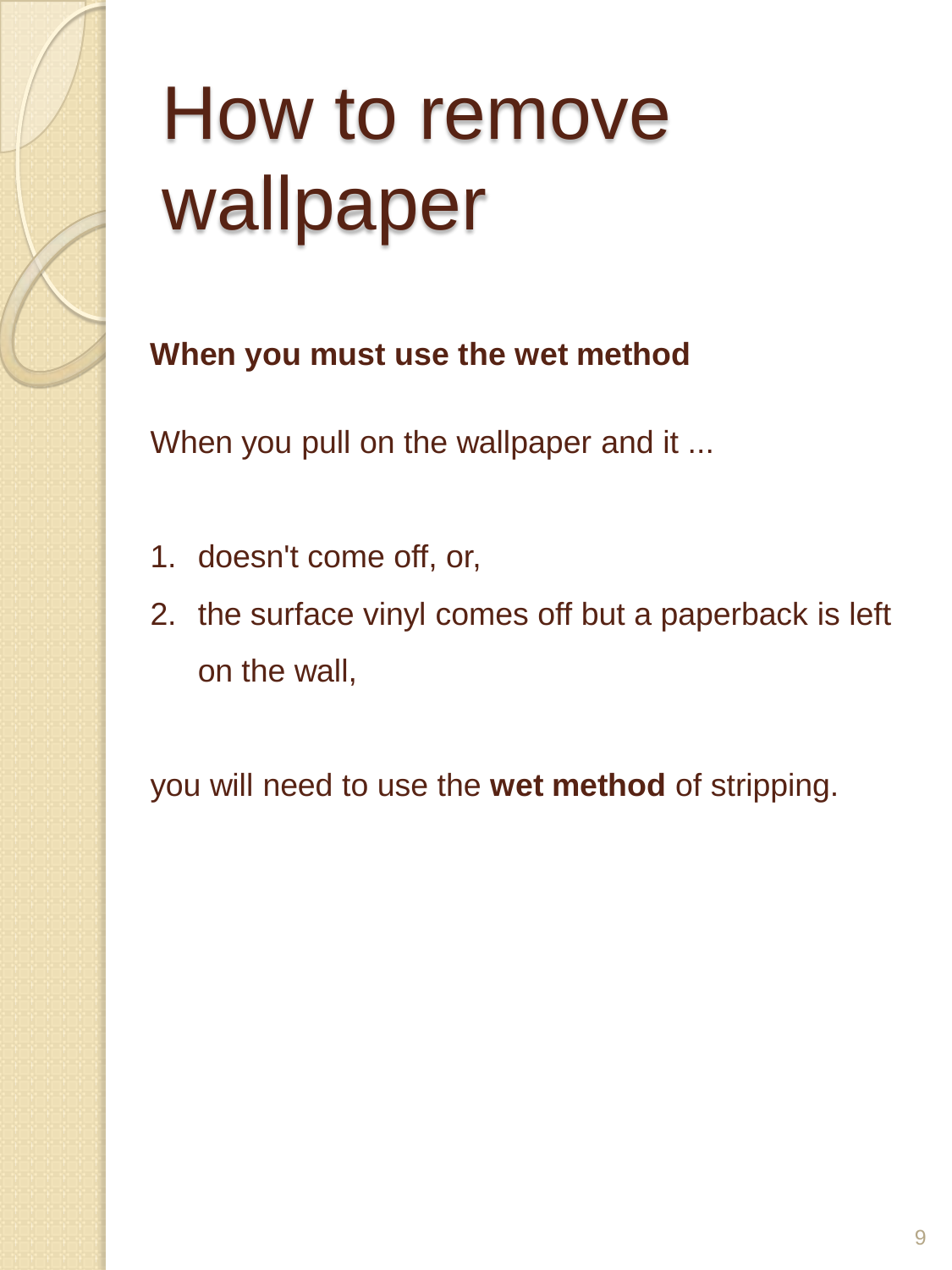# How to remove wallpaper

**When you must use the wet method**

When you pull on the wallpaper and it ...

1. doesn't come off, or,
2. the surface vinyl comes off but a paperback is left on the wall,

you will need to use the **wet method** of stripping.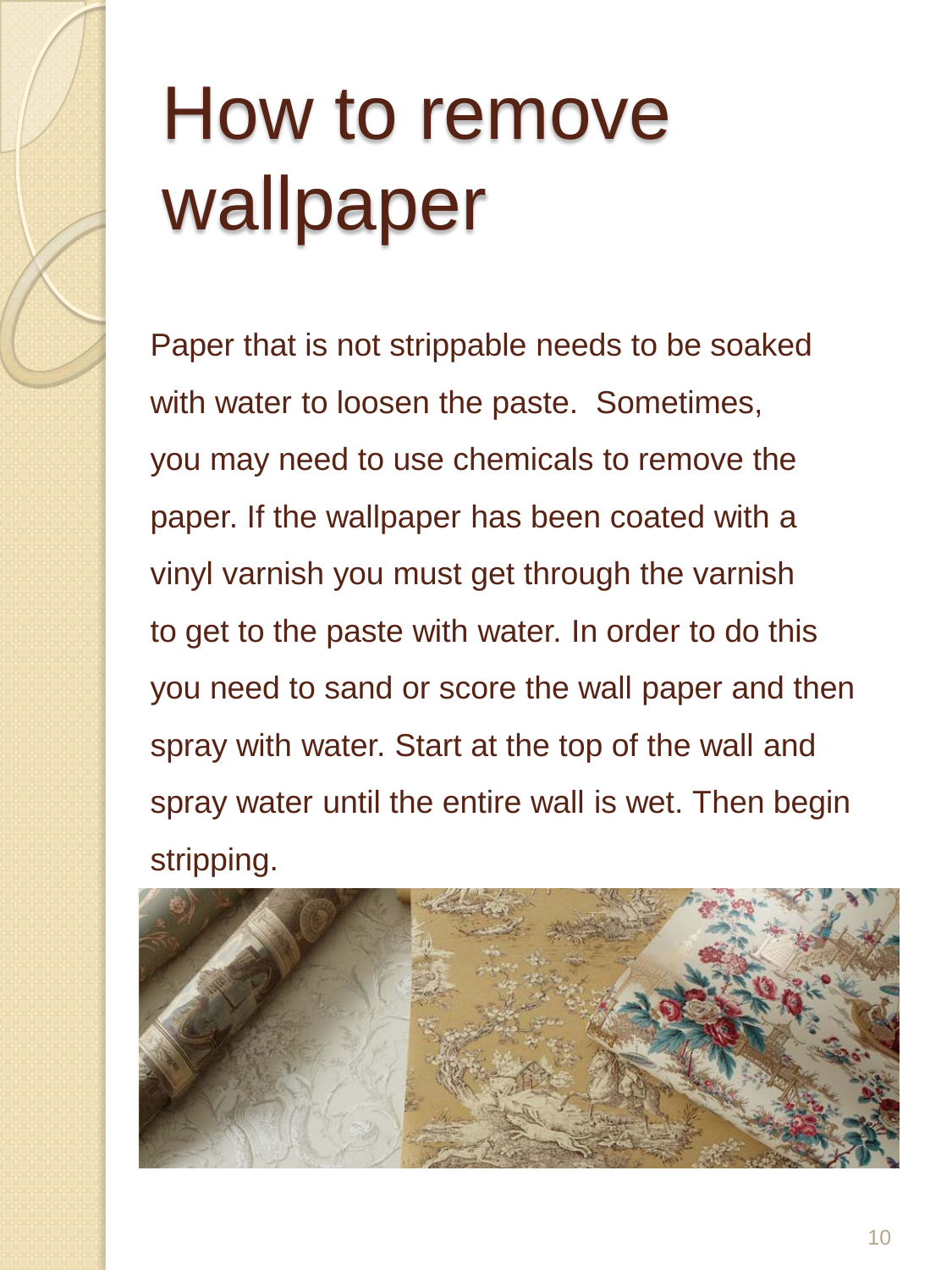# How to remove wallpaper

Paper that is not strippable needs to be soaked with water to loosen the paste. Sometimes, you may need to use chemicals to remove the paper. If the wallpaper has been coated with a vinyl varnish you must get through the varnish to get to the paste with water. In order to do this you need to sand or score the wall paper and then spray with water. Start at the top of the wall and spray water until the entire wall is wet. Then begin stripping.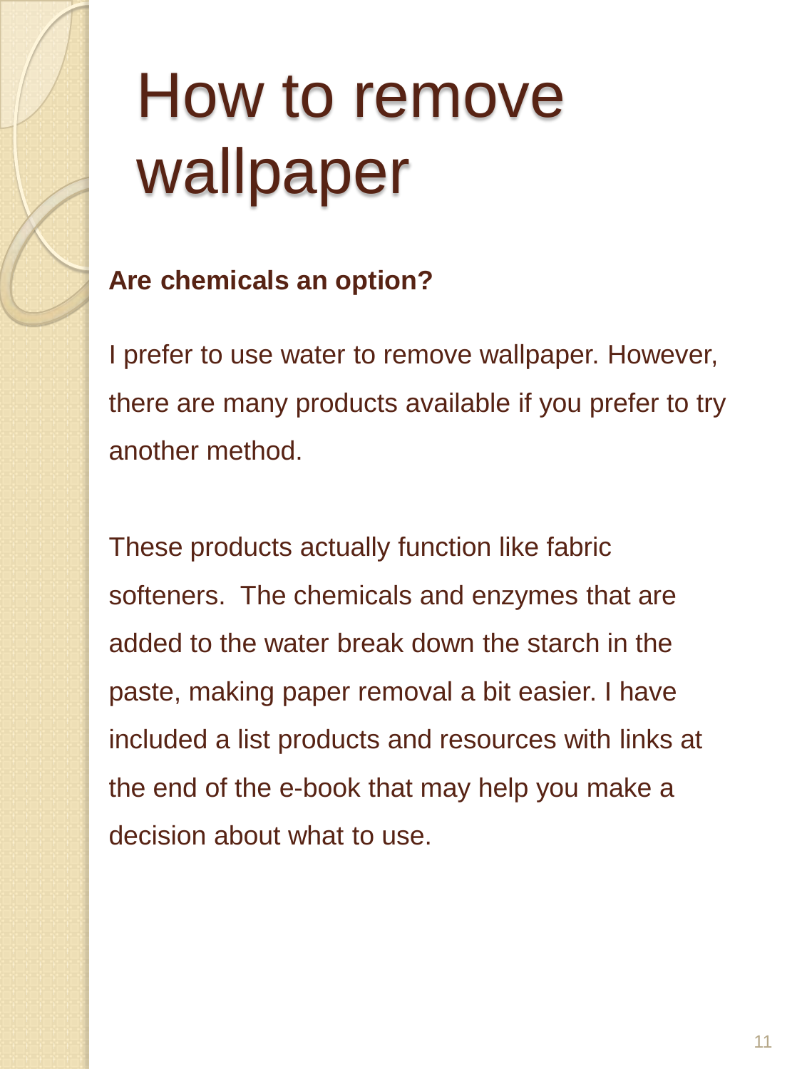# How to remove wallpaper

**Are chemicals an option?**

I prefer to use water to remove wallpaper. However, there are many products available if you prefer to try another method.

These products actually function like fabric softeners. The chemicals and enzymes that are added to the water break down the starch in the paste, making paper removal a bit easier. I have included a list products and resources with links at the end of the e-book that may help you make a decision about what to use.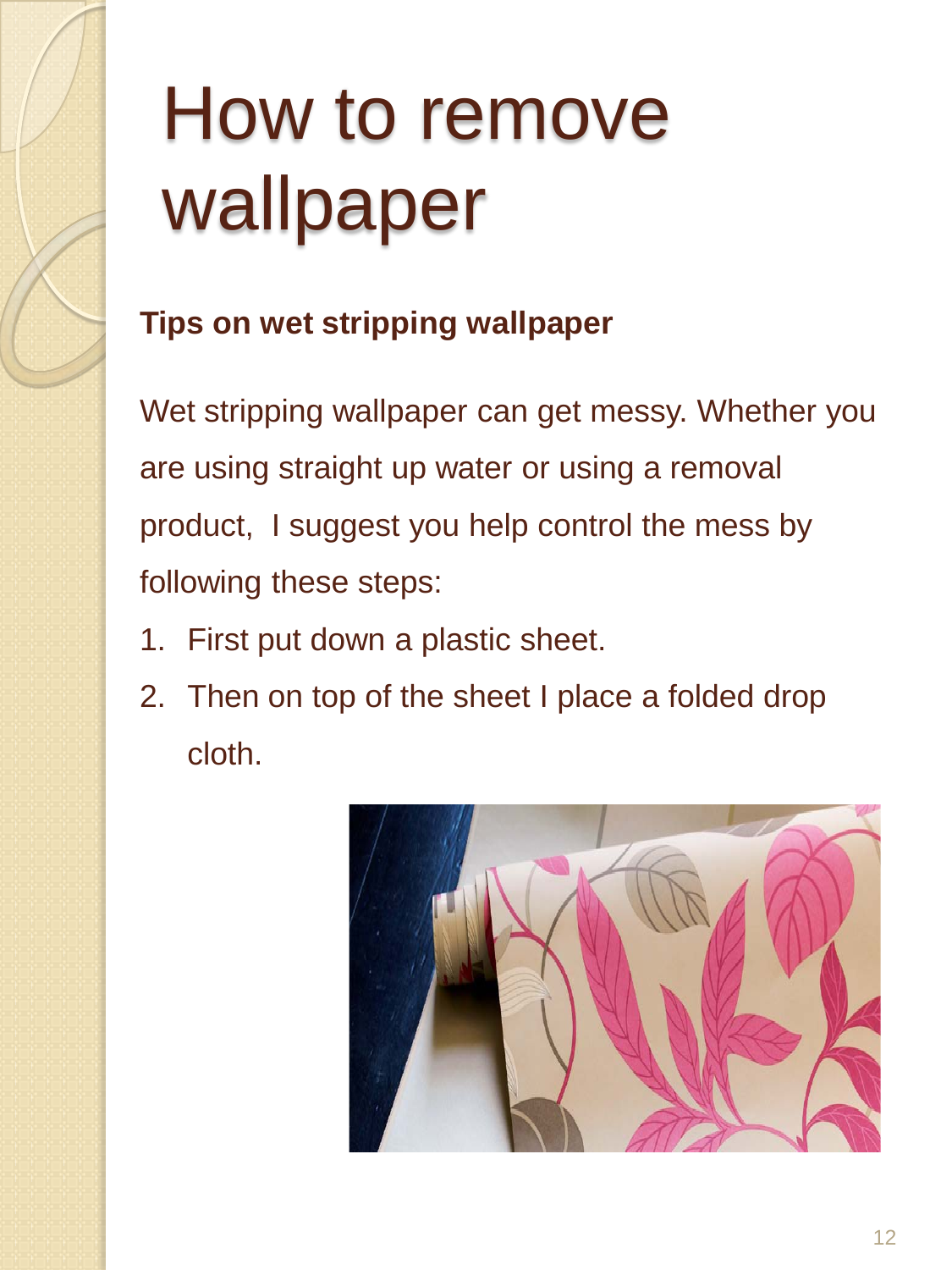# How to remove wallpaper

**Tips on wet stripping wallpaper**

Wet stripping wallpaper can get messy. Whether you are using straight up water or using a removal product,  I suggest you help control the mess by following these steps:

1. First put down a plastic sheet.
2. Then on top of the sheet I place a folded drop cloth.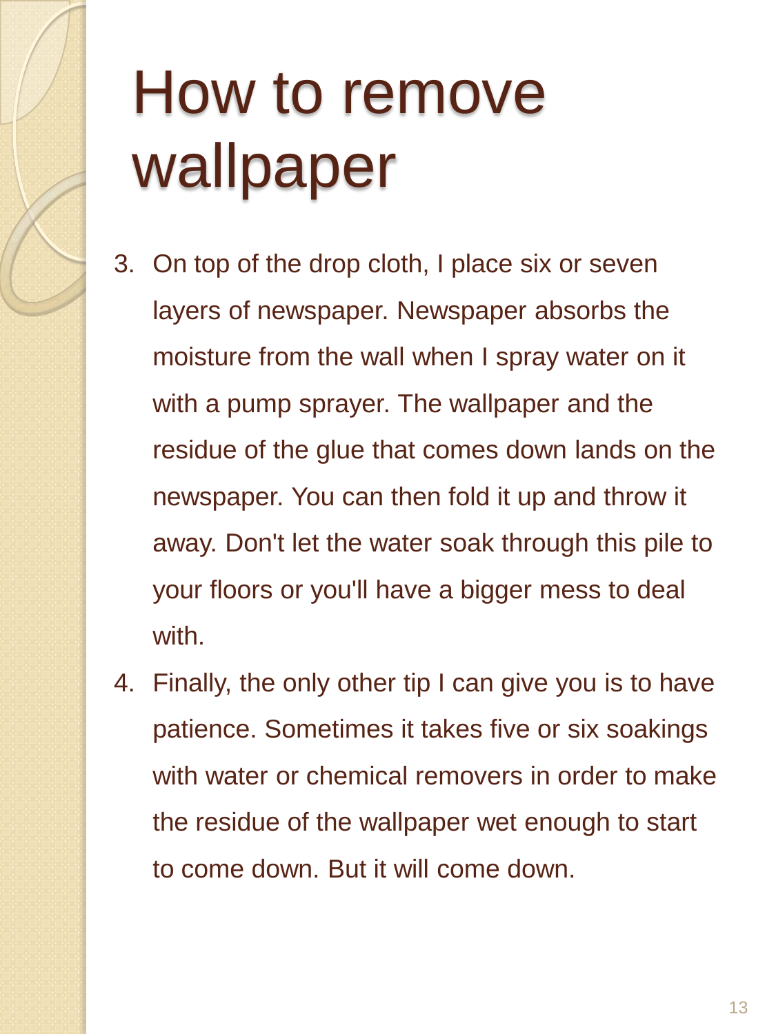# How to remove wallpaper

3. On top of the drop cloth, I place six or seven layers of newspaper. Newspaper absorbs the moisture from the wall when I spray water on it with a pump sprayer. The wallpaper and the residue of the glue that comes down lands on the newspaper. You can then fold it up and throw it away. Don't let the water soak through this pile to your floors or you'll have a bigger mess to deal with.
4. Finally, the only other tip I can give you is to have patience. Sometimes it takes five or six soakings with water or chemical removers in order to make the residue of the wallpaper wet enough to start to come down. But it will come down.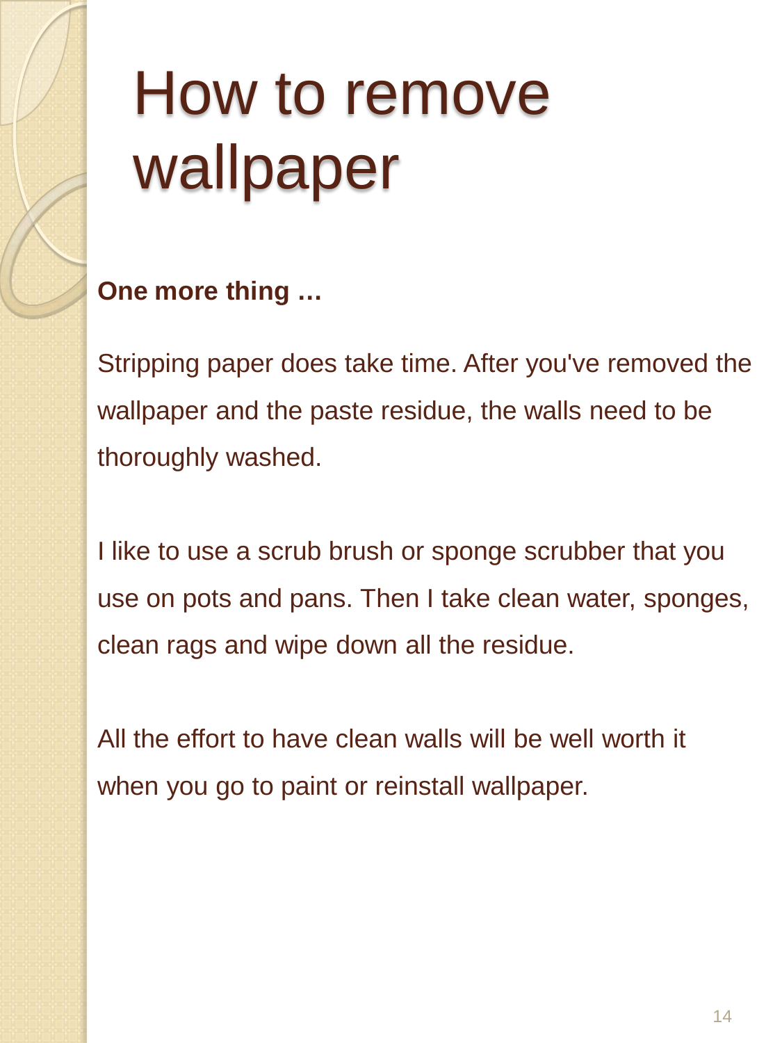# How to remove wallpaper

**One more thing …**

Stripping paper does take time. After you've removed the wallpaper and the paste residue, the walls need to be thoroughly washed.

I like to use a scrub brush or sponge scrubber that you use on pots and pans. Then I take clean water, sponges, clean rags and wipe down all the residue.

All the effort to have clean walls will be well worth it when you go to paint or reinstall wallpaper.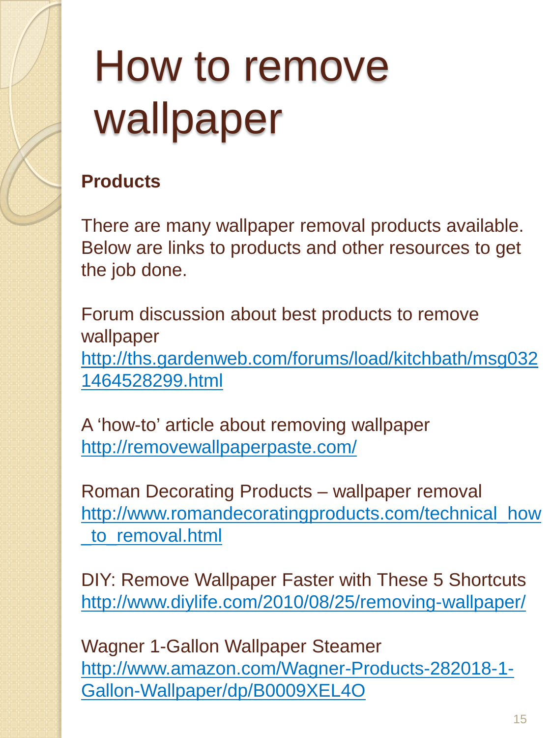# How to remove wallpaper

**Products**

There are many wallpaper removal products available. Below are links to products and other resources to get the job done.

Forum discussion about best products to remove wallpaper
http://ths.gardenweb.com/forums/load/kitchbath/msg0321464528299.html

A 'how-to' article about removing wallpaper
http://removewallpaperpaste.com/

Roman Decorating Products – wallpaper removal
http://www.romandecoratingproducts.com/technical_how_to_removal.html

DIY: Remove Wallpaper Faster with These 5 Shortcuts
http://www.diylife.com/2010/08/25/removing-wallpaper/

Wagner 1-Gallon Wallpaper Steamer
http://www.amazon.com/Wagner-Products-282018-1-Gallon-Wallpaper/dp/B0009XEL4O